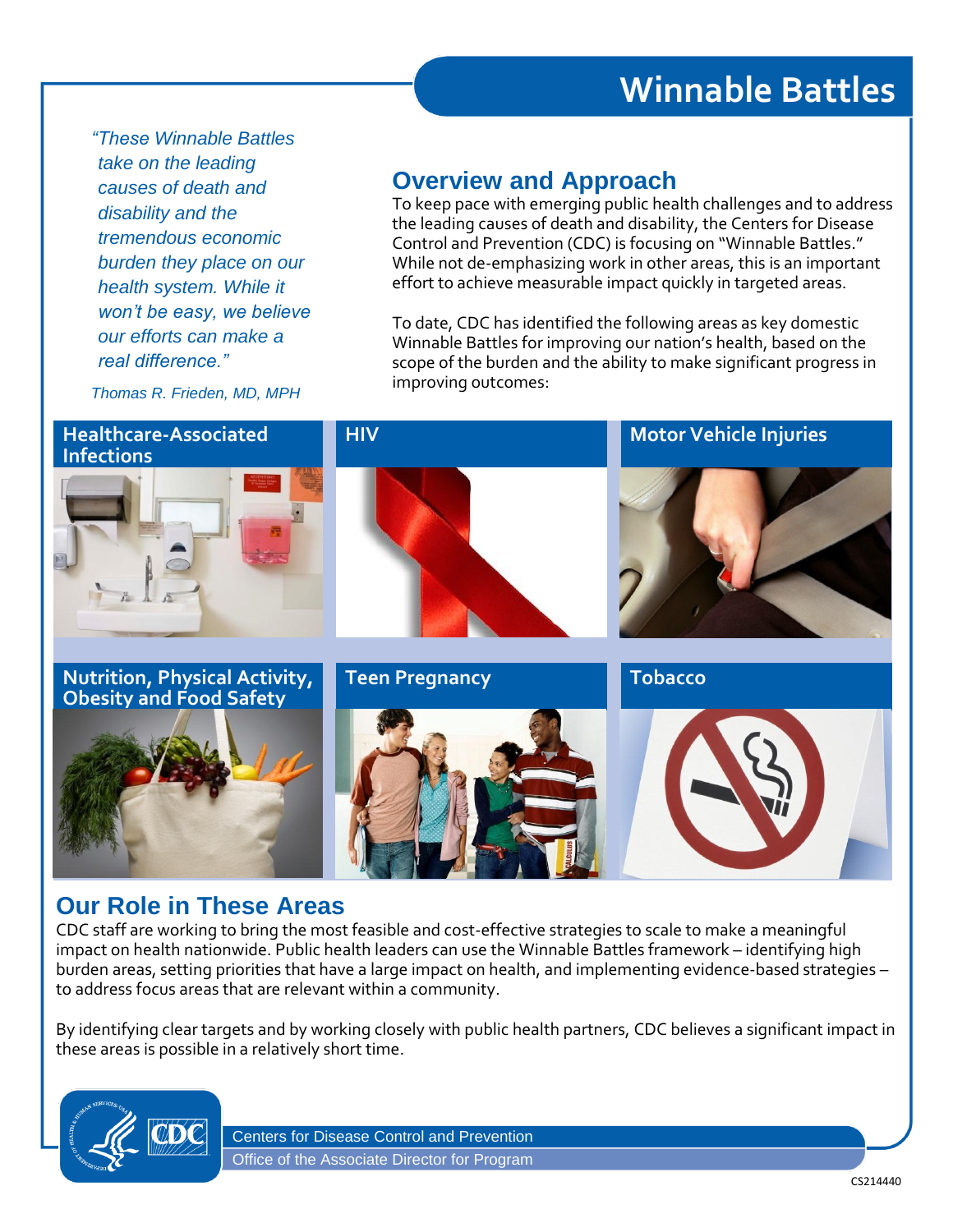# Winnable Battles

*"These Winnable Battles take on the leading causes of death and disability and the tremendous economic burden they place on our health system. While it won't be easy, we believe our efforts can make a real difference."*

*Thomas R. Frieden, MD, MPH*

## Overview and Approach

To keep pace with emerging public health challenges and to address the leading causes of death and disability, the Centers for Disease Control and Prevention (CDC) is focusing on "Winnable Battles." While not de-emphasizing work in other areas, this is an important effort to achieve measurable impact quickly in targeted areas.

To date, CDC has identified the following areas as key domestic Winnable Battles for improving our nation's health, based on the scope of the burden and the ability to make significant progress in improving outcomes:

- Healthcare-Associated Infections
- HIV
- Motor Vehicle Injuries
- Nutrition, Physical Activity, Obesity and Food Safety
- Teen Pregnancy
- Tobacco

## Our Role in These Areas

CDC staff are working to bring the most feasible and cost-effective strategies to scale to make a meaningful impact on health nationwide. Public health leaders can use the Winnable Battles framework – identifying high burden areas, setting priorities that have a large impact on health, and implementing evidence-based strategies – to address focus areas that are relevant within a community.

By identifying clear targets and by working closely with public health partners, CDC believes a significant impact in these areas is possible in a relatively short time.

Centers for Disease Control and Prevention
Office of the Associate Director for Program

CS214440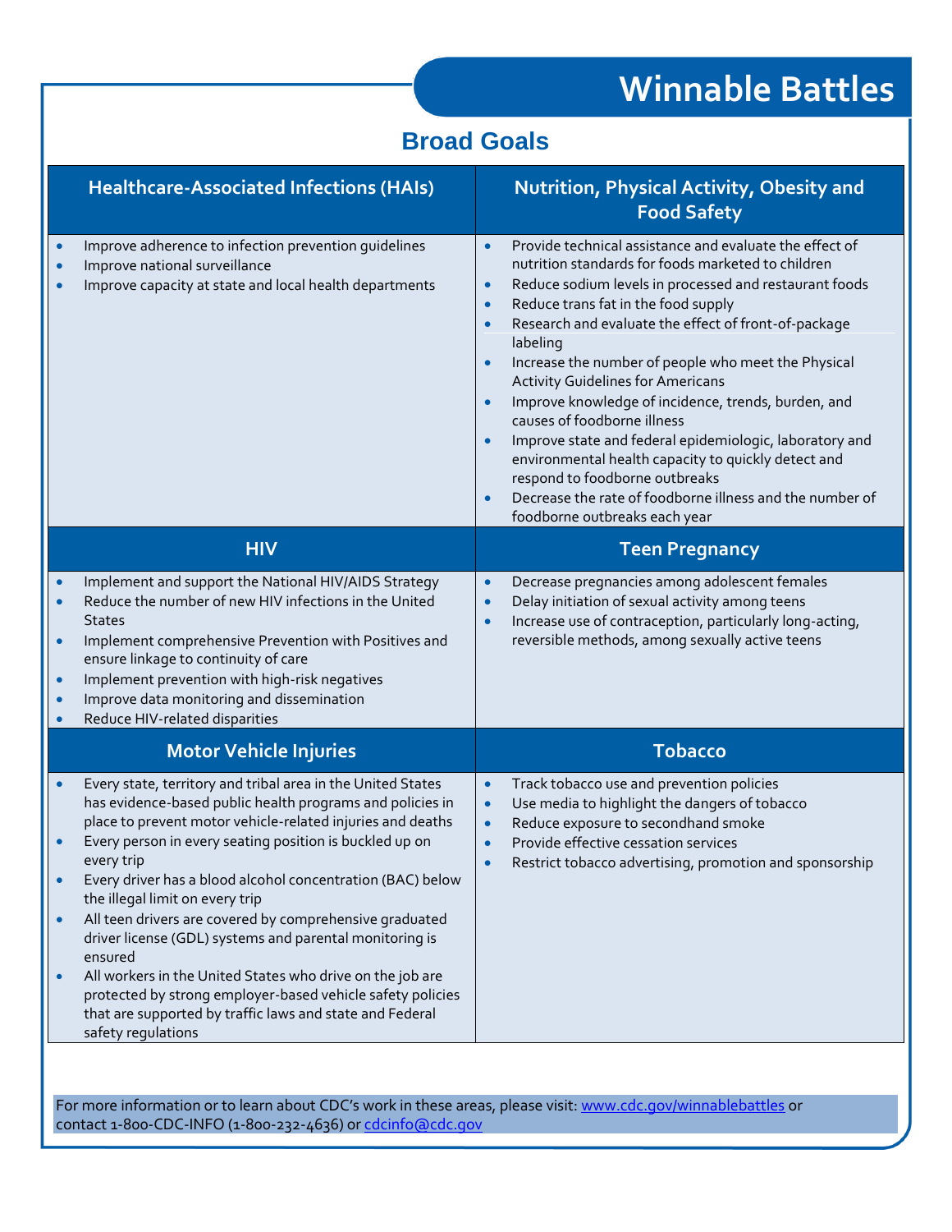# Winnable Battles

## Broad Goals

### Healthcare-Associated Infections (HAIs)

- Improve adherence to infection prevention guidelines
- Improve national surveillance
- Improve capacity at state and local health departments

### Nutrition, Physical Activity, Obesity and Food Safety

- Provide technical assistance and evaluate the effect of nutrition standards for foods marketed to children
- Reduce sodium levels in processed and restaurant foods
- Reduce trans fat in the food supply
- Research and evaluate the effect of front-of-package labeling
- Increase the number of people who meet the Physical Activity Guidelines for Americans
- Improve knowledge of incidence, trends, burden, and causes of foodborne illness
- Improve state and federal epidemiologic, laboratory and environmental health capacity to quickly detect and respond to foodborne outbreaks
- Decrease the rate of foodborne illness and the number of foodborne outbreaks each year

### HIV

- Implement and support the National HIV/AIDS Strategy
- Reduce the number of new HIV infections in the United States
- Implement comprehensive Prevention with Positives and ensure linkage to continuity of care
- Implement prevention with high-risk negatives
- Improve data monitoring and dissemination
- Reduce HIV-related disparities

### Teen Pregnancy

- Decrease pregnancies among adolescent females
- Delay initiation of sexual activity among teens
- Increase use of contraception, particularly long-acting, reversible methods, among sexually active teens

### Motor Vehicle Injuries

- Every state, territory and tribal area in the United States has evidence-based public health programs and policies in place to prevent motor vehicle-related injuries and deaths
- Every person in every seating position is buckled up on every trip
- Every driver has a blood alcohol concentration (BAC) below the illegal limit on every trip
- All teen drivers are covered by comprehensive graduated driver license (GDL) systems and parental monitoring is ensured
- All workers in the United States who drive on the job are protected by strong employer-based vehicle safety policies that are supported by traffic laws and state and Federal safety regulations

### Tobacco

- Track tobacco use and prevention policies
- Use media to highlight the dangers of tobacco
- Reduce exposure to secondhand smoke
- Provide effective cessation services
- Restrict tobacco advertising, promotion and sponsorship

For more information or to learn about CDC's work in these areas, please visit: www.cdc.gov/winnablebattles or contact 1-800-CDC-INFO (1-800-232-4636) or cdcinfo@cdc.gov